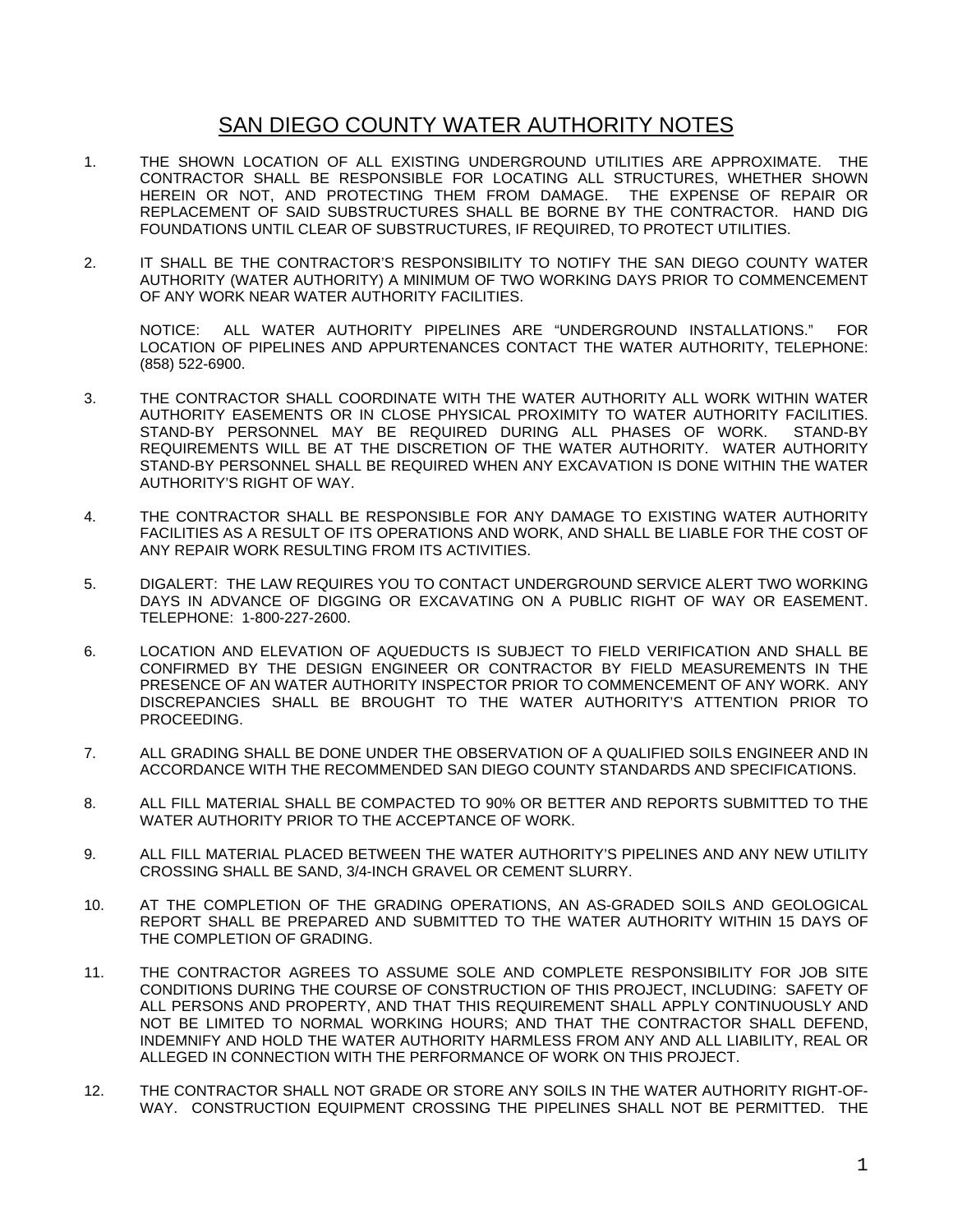# SAN DIEGO COUNTY WATER AUTHORITY NOTES

1. THE SHOWN LOCATION OF ALL EXISTING UNDERGROUND UTILITIES ARE APPROXIMATE. THE CONTRACTOR SHALL BE RESPONSIBLE FOR LOCATING ALL STRUCTURES, WHETHER SHOWN HEREIN OR NOT, AND PROTECTING THEM FROM DAMAGE. THE EXPENSE OF REPAIR OR REPLACEMENT OF SAID SUBSTRUCTURES SHALL BE BORNE BY THE CONTRACTOR. HAND DIG FOUNDATIONS UNTIL CLEAR OF SUBSTRUCTURES, IF REQUIRED, TO PROTECT UTILITIES.

2. IT SHALL BE THE CONTRACTOR'S RESPONSIBILITY TO NOTIFY THE SAN DIEGO COUNTY WATER AUTHORITY (WATER AUTHORITY) A MINIMUM OF TWO WORKING DAYS PRIOR TO COMMENCEMENT OF ANY WORK NEAR WATER AUTHORITY FACILITIES.

   NOTICE: ALL WATER AUTHORITY PIPELINES ARE "UNDERGROUND INSTALLATIONS." FOR LOCATION OF PIPELINES AND APPURTENANCES CONTACT THE WATER AUTHORITY, TELEPHONE: (858) 522-6900.

3. THE CONTRACTOR SHALL COORDINATE WITH THE WATER AUTHORITY ALL WORK WITHIN WATER AUTHORITY EASEMENTS OR IN CLOSE PHYSICAL PROXIMITY TO WATER AUTHORITY FACILITIES. STAND-BY PERSONNEL MAY BE REQUIRED DURING ALL PHASES OF WORK. STAND-BY REQUIREMENTS WILL BE AT THE DISCRETION OF THE WATER AUTHORITY. WATER AUTHORITY STAND-BY PERSONNEL SHALL BE REQUIRED WHEN ANY EXCAVATION IS DONE WITHIN THE WATER AUTHORITY'S RIGHT OF WAY.

4. THE CONTRACTOR SHALL BE RESPONSIBLE FOR ANY DAMAGE TO EXISTING WATER AUTHORITY FACILITIES AS A RESULT OF ITS OPERATIONS AND WORK, AND SHALL BE LIABLE FOR THE COST OF ANY REPAIR WORK RESULTING FROM ITS ACTIVITIES.

5. DIGALERT: THE LAW REQUIRES YOU TO CONTACT UNDERGROUND SERVICE ALERT TWO WORKING DAYS IN ADVANCE OF DIGGING OR EXCAVATING ON A PUBLIC RIGHT OF WAY OR EASEMENT. TELEPHONE: 1-800-227-2600.

6. LOCATION AND ELEVATION OF AQUEDUCTS IS SUBJECT TO FIELD VERIFICATION AND SHALL BE CONFIRMED BY THE DESIGN ENGINEER OR CONTRACTOR BY FIELD MEASUREMENTS IN THE PRESENCE OF AN WATER AUTHORITY INSPECTOR PRIOR TO COMMENCEMENT OF ANY WORK. ANY DISCREPANCIES SHALL BE BROUGHT TO THE WATER AUTHORITY'S ATTENTION PRIOR TO PROCEEDING.

7. ALL GRADING SHALL BE DONE UNDER THE OBSERVATION OF A QUALIFIED SOILS ENGINEER AND IN ACCORDANCE WITH THE RECOMMENDED SAN DIEGO COUNTY STANDARDS AND SPECIFICATIONS.

8. ALL FILL MATERIAL SHALL BE COMPACTED TO 90% OR BETTER AND REPORTS SUBMITTED TO THE WATER AUTHORITY PRIOR TO THE ACCEPTANCE OF WORK.

9. ALL FILL MATERIAL PLACED BETWEEN THE WATER AUTHORITY'S PIPELINES AND ANY NEW UTILITY CROSSING SHALL BE SAND, 3/4-INCH GRAVEL OR CEMENT SLURRY.

10. AT THE COMPLETION OF THE GRADING OPERATIONS, AN AS-GRADED SOILS AND GEOLOGICAL REPORT SHALL BE PREPARED AND SUBMITTED TO THE WATER AUTHORITY WITHIN 15 DAYS OF THE COMPLETION OF GRADING.

11. THE CONTRACTOR AGREES TO ASSUME SOLE AND COMPLETE RESPONSIBILITY FOR JOB SITE CONDITIONS DURING THE COURSE OF CONSTRUCTION OF THIS PROJECT, INCLUDING: SAFETY OF ALL PERSONS AND PROPERTY, AND THAT THIS REQUIREMENT SHALL APPLY CONTINUOUSLY AND NOT BE LIMITED TO NORMAL WORKING HOURS; AND THAT THE CONTRACTOR SHALL DEFEND, INDEMNIFY AND HOLD THE WATER AUTHORITY HARMLESS FROM ANY AND ALL LIABILITY, REAL OR ALLEGED IN CONNECTION WITH THE PERFORMANCE OF WORK ON THIS PROJECT.

12. THE CONTRACTOR SHALL NOT GRADE OR STORE ANY SOILS IN THE WATER AUTHORITY RIGHT-OF-WAY. CONSTRUCTION EQUIPMENT CROSSING THE PIPELINES SHALL NOT BE PERMITTED. THE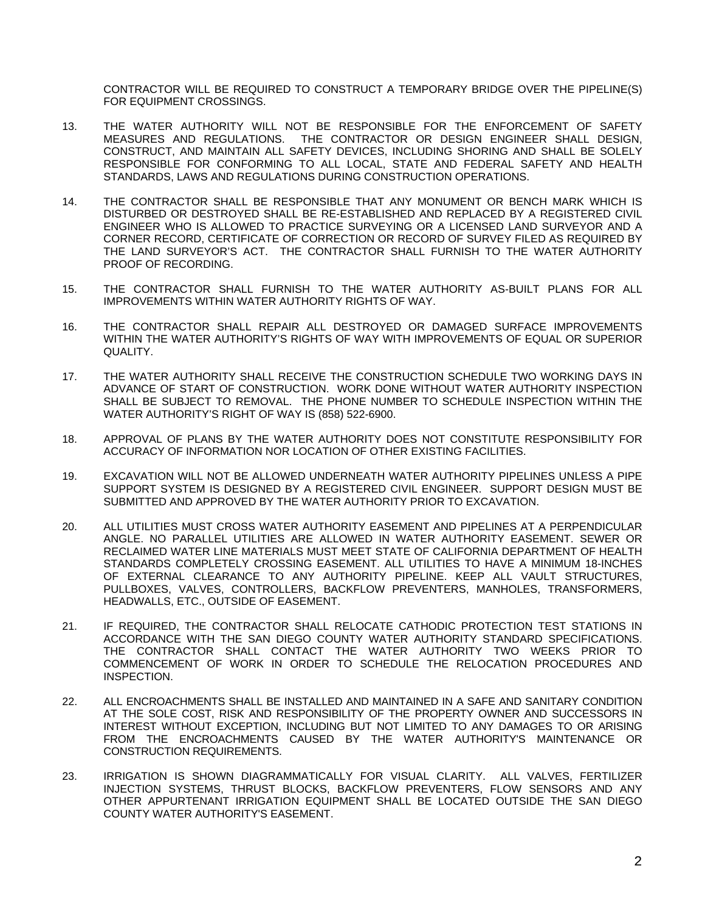CONTRACTOR WILL BE REQUIRED TO CONSTRUCT A TEMPORARY BRIDGE OVER THE PIPELINE(S) FOR EQUIPMENT CROSSINGS.

13. THE WATER AUTHORITY WILL NOT BE RESPONSIBLE FOR THE ENFORCEMENT OF SAFETY MEASURES AND REGULATIONS. THE CONTRACTOR OR DESIGN ENGINEER SHALL DESIGN, CONSTRUCT, AND MAINTAIN ALL SAFETY DEVICES, INCLUDING SHORING AND SHALL BE SOLELY RESPONSIBLE FOR CONFORMING TO ALL LOCAL, STATE AND FEDERAL SAFETY AND HEALTH STANDARDS, LAWS AND REGULATIONS DURING CONSTRUCTION OPERATIONS.

14. THE CONTRACTOR SHALL BE RESPONSIBLE THAT ANY MONUMENT OR BENCH MARK WHICH IS DISTURBED OR DESTROYED SHALL BE RE-ESTABLISHED AND REPLACED BY A REGISTERED CIVIL ENGINEER WHO IS ALLOWED TO PRACTICE SURVEYING OR A LICENSED LAND SURVEYOR AND A CORNER RECORD, CERTIFICATE OF CORRECTION OR RECORD OF SURVEY FILED AS REQUIRED BY THE LAND SURVEYOR'S ACT. THE CONTRACTOR SHALL FURNISH TO THE WATER AUTHORITY PROOF OF RECORDING.

15. THE CONTRACTOR SHALL FURNISH TO THE WATER AUTHORITY AS-BUILT PLANS FOR ALL IMPROVEMENTS WITHIN WATER AUTHORITY RIGHTS OF WAY.

16. THE CONTRACTOR SHALL REPAIR ALL DESTROYED OR DAMAGED SURFACE IMPROVEMENTS WITHIN THE WATER AUTHORITY'S RIGHTS OF WAY WITH IMPROVEMENTS OF EQUAL OR SUPERIOR QUALITY.

17. THE WATER AUTHORITY SHALL RECEIVE THE CONSTRUCTION SCHEDULE TWO WORKING DAYS IN ADVANCE OF START OF CONSTRUCTION. WORK DONE WITHOUT WATER AUTHORITY INSPECTION SHALL BE SUBJECT TO REMOVAL. THE PHONE NUMBER TO SCHEDULE INSPECTION WITHIN THE WATER AUTHORITY'S RIGHT OF WAY IS (858) 522-6900.

18. APPROVAL OF PLANS BY THE WATER AUTHORITY DOES NOT CONSTITUTE RESPONSIBILITY FOR ACCURACY OF INFORMATION NOR LOCATION OF OTHER EXISTING FACILITIES.

19. EXCAVATION WILL NOT BE ALLOWED UNDERNEATH WATER AUTHORITY PIPELINES UNLESS A PIPE SUPPORT SYSTEM IS DESIGNED BY A REGISTERED CIVIL ENGINEER. SUPPORT DESIGN MUST BE SUBMITTED AND APPROVED BY THE WATER AUTHORITY PRIOR TO EXCAVATION.

20. ALL UTILITIES MUST CROSS WATER AUTHORITY EASEMENT AND PIPELINES AT A PERPENDICULAR ANGLE. NO PARALLEL UTILITIES ARE ALLOWED IN WATER AUTHORITY EASEMENT. SEWER OR RECLAIMED WATER LINE MATERIALS MUST MEET STATE OF CALIFORNIA DEPARTMENT OF HEALTH STANDARDS COMPLETELY CROSSING EASEMENT. ALL UTILITIES TO HAVE A MINIMUM 18-INCHES OF EXTERNAL CLEARANCE TO ANY AUTHORITY PIPELINE. KEEP ALL VAULT STRUCTURES, PULLBOXES, VALVES, CONTROLLERS, BACKFLOW PREVENTERS, MANHOLES, TRANSFORMERS, HEADWALLS, ETC., OUTSIDE OF EASEMENT.

21. IF REQUIRED, THE CONTRACTOR SHALL RELOCATE CATHODIC PROTECTION TEST STATIONS IN ACCORDANCE WITH THE SAN DIEGO COUNTY WATER AUTHORITY STANDARD SPECIFICATIONS. THE CONTRACTOR SHALL CONTACT THE WATER AUTHORITY TWO WEEKS PRIOR TO COMMENCEMENT OF WORK IN ORDER TO SCHEDULE THE RELOCATION PROCEDURES AND INSPECTION.

22. ALL ENCROACHMENTS SHALL BE INSTALLED AND MAINTAINED IN A SAFE AND SANITARY CONDITION AT THE SOLE COST, RISK AND RESPONSIBILITY OF THE PROPERTY OWNER AND SUCCESSORS IN INTEREST WITHOUT EXCEPTION, INCLUDING BUT NOT LIMITED TO ANY DAMAGES TO OR ARISING FROM THE ENCROACHMENTS CAUSED BY THE WATER AUTHORITY'S MAINTENANCE OR CONSTRUCTION REQUIREMENTS.

23. IRRIGATION IS SHOWN DIAGRAMMATICALLY FOR VISUAL CLARITY. ALL VALVES, FERTILIZER INJECTION SYSTEMS, THRUST BLOCKS, BACKFLOW PREVENTERS, FLOW SENSORS AND ANY OTHER APPURTENANT IRRIGATION EQUIPMENT SHALL BE LOCATED OUTSIDE THE SAN DIEGO COUNTY WATER AUTHORITY'S EASEMENT.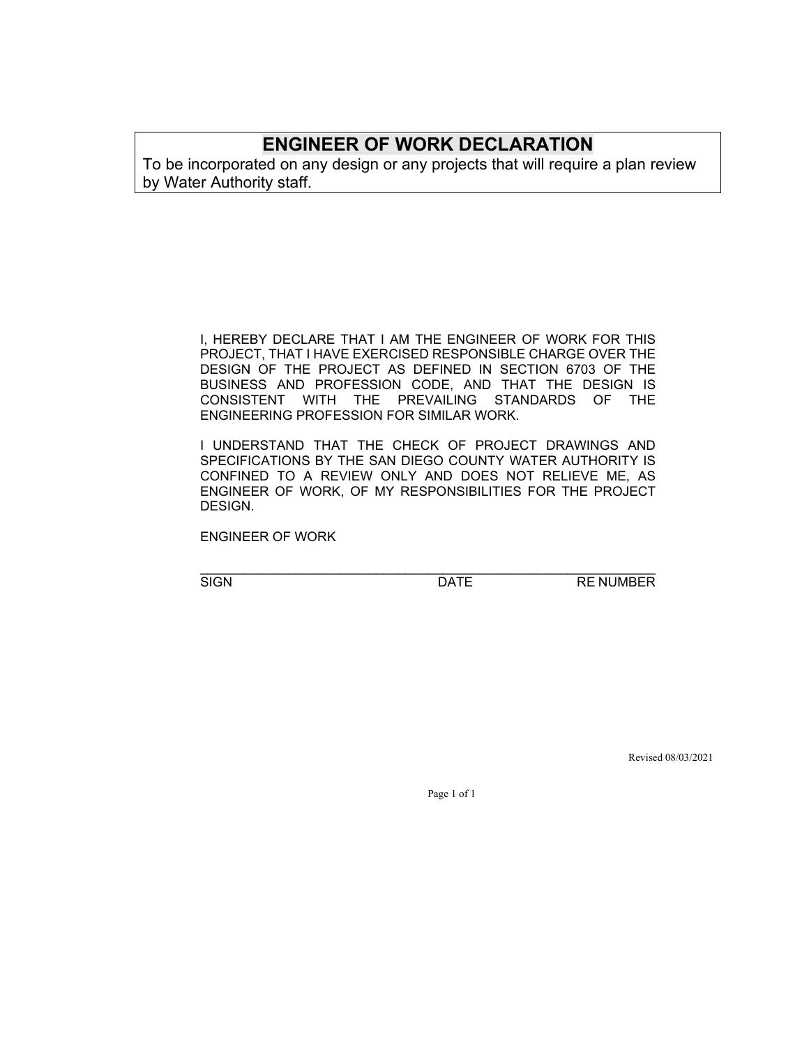# ENGINEER OF WORK DECLARATION

To be incorporated on any design or any projects that will require a plan review by Water Authority staff.

I, HEREBY DECLARE THAT I AM THE ENGINEER OF WORK FOR THIS PROJECT, THAT I HAVE EXERCISED RESPONSIBLE CHARGE OVER THE DESIGN OF THE PROJECT AS DEFINED IN SECTION 6703 OF THE BUSINESS AND PROFESSION CODE, AND THAT THE DESIGN IS CONSISTENT WITH THE PREVAILING STANDARDS OF THE ENGINEERING PROFESSION FOR SIMILAR WORK.

I UNDERSTAND THAT THE CHECK OF PROJECT DRAWINGS AND SPECIFICATIONS BY THE SAN DIEGO COUNTY WATER AUTHORITY IS CONFINED TO A REVIEW ONLY AND DOES NOT RELIEVE ME, AS ENGINEER OF WORK, OF MY RESPONSIBILITIES FOR THE PROJECT DESIGN.

ENGINEER OF WORK

_______________________________________________________________

SIGN DATE RE NUMBER

Revised 08/03/2021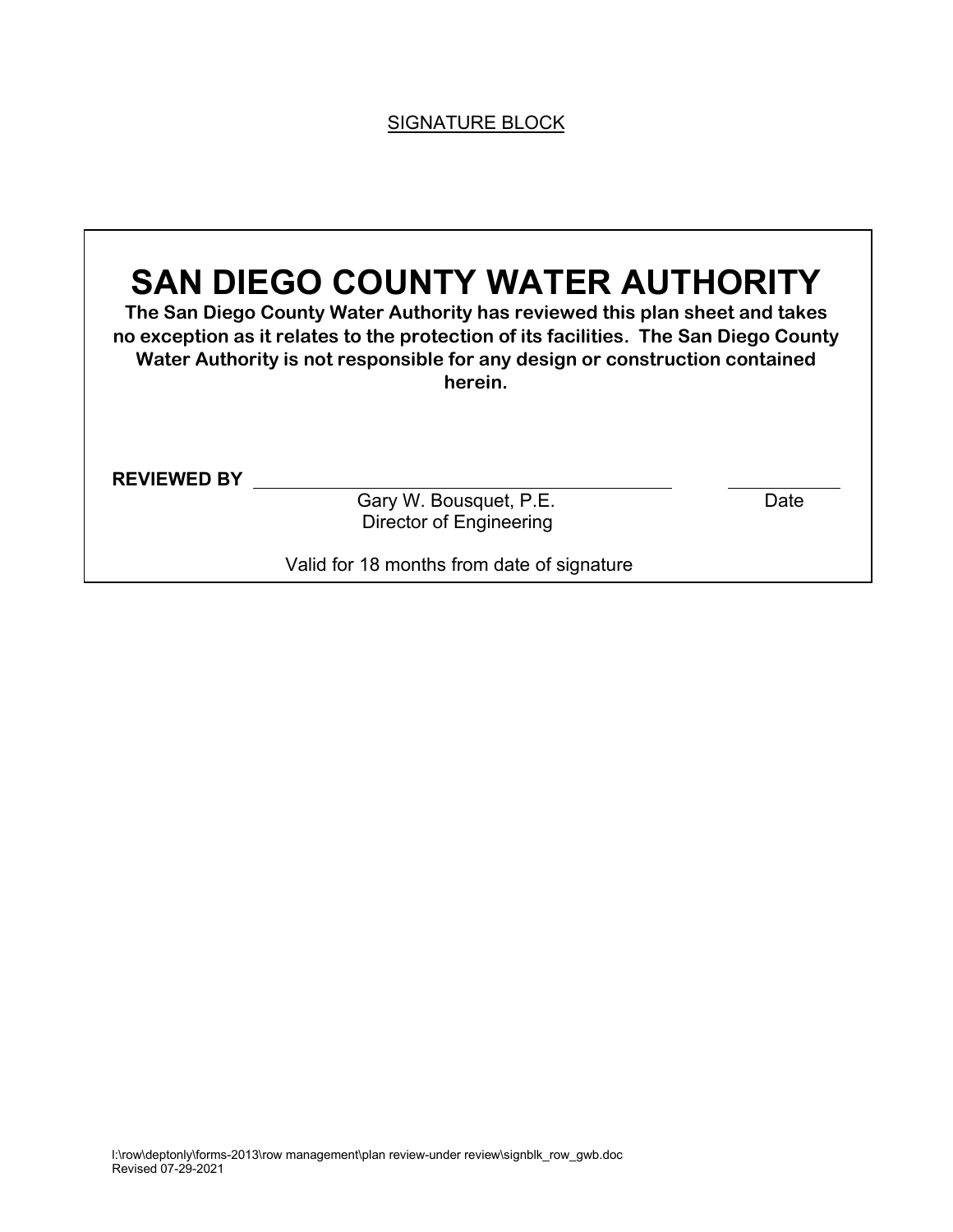SIGNATURE BLOCK

# SAN DIEGO COUNTY WATER AUTHORITY

**The San Diego County Water Authority has reviewed this plan sheet and takes no exception as it relates to the protection of its facilities. The San Diego County Water Authority is not responsible for any design or construction contained herein.**

**REVIEWED BY** ______________________________ ____________

Gary W. Bousquet, P.E. Date
Director of Engineering

Valid for 18 months from date of signature

l:\row\deptonly\forms-2013\row management\plan review-under review\signblk_row_gwb.doc
Revised 07-29-2021